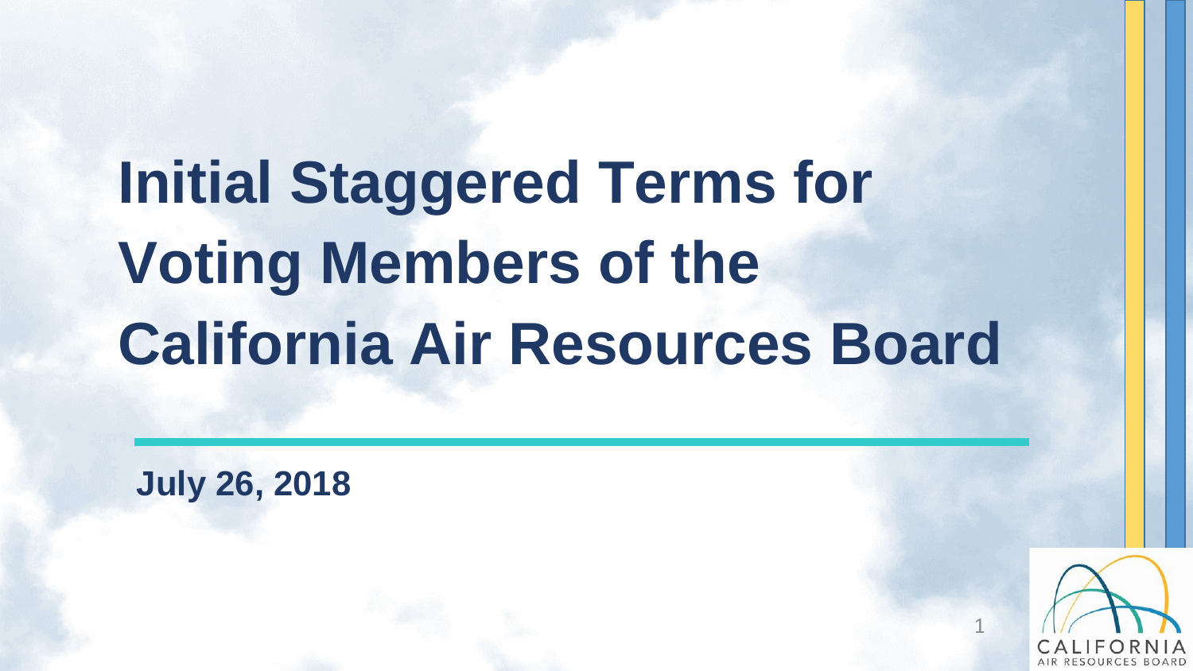# Initial Staggered Terms for Voting Members of the California Air Resources Board

**July 26, 2018**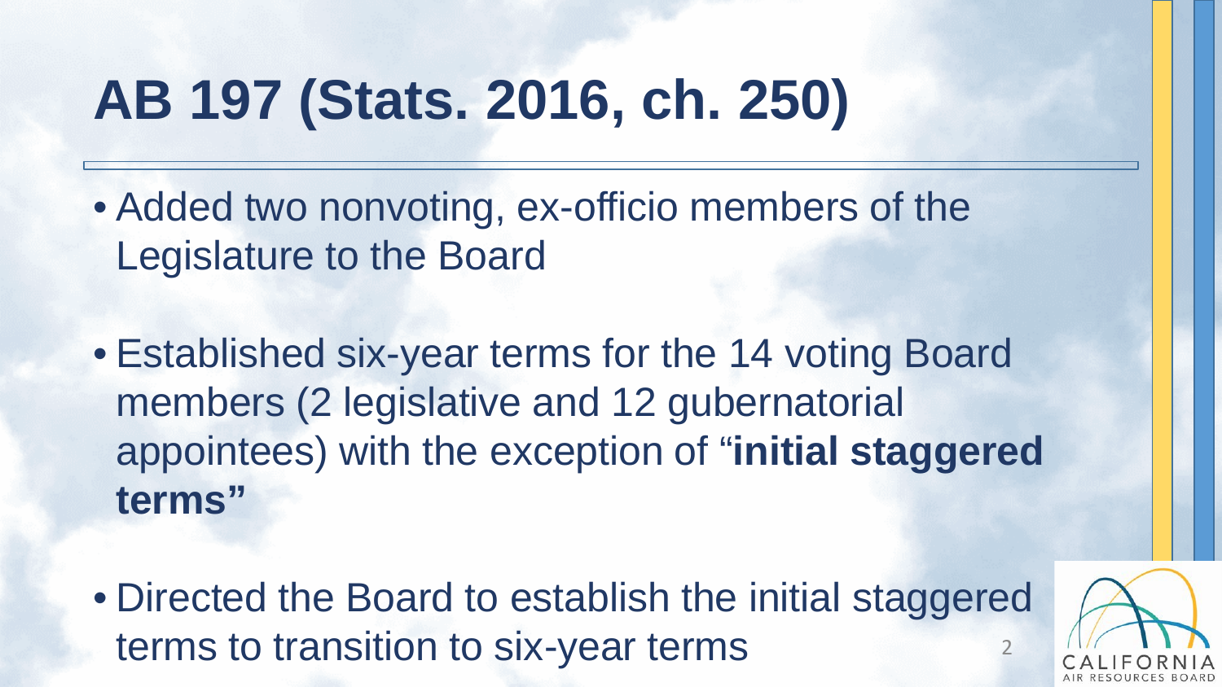# AB 197 (Stats. 2016, ch. 250)

- Added two nonvoting, ex-officio members of the Legislature to the Board
- Established six-year terms for the 14 voting Board members (2 legislative and 12 gubernatorial appointees) with the exception of "**initial staggered terms"**
- Directed the Board to establish the initial staggered terms to transition to six-year terms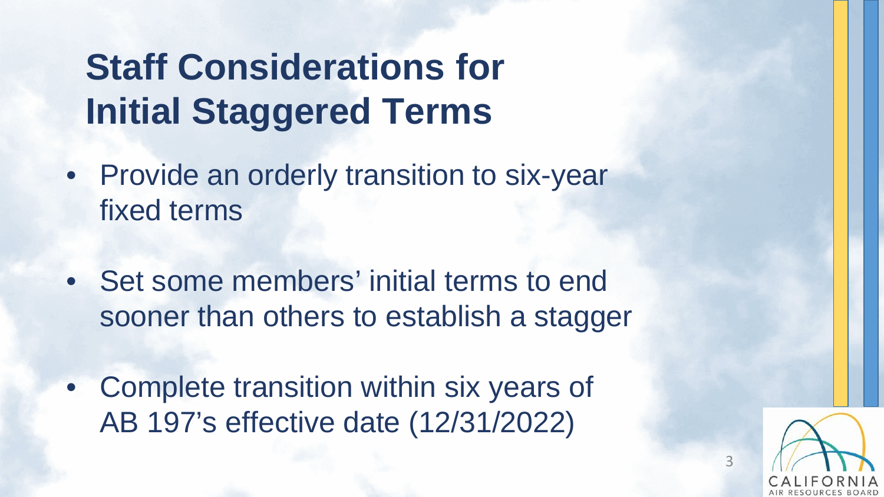# Staff Considerations for Initial Staggered Terms

- Provide an orderly transition to six-year fixed terms
- Set some members' initial terms to end sooner than others to establish a stagger
- Complete transition within six years of AB 197's effective date (12/31/2022)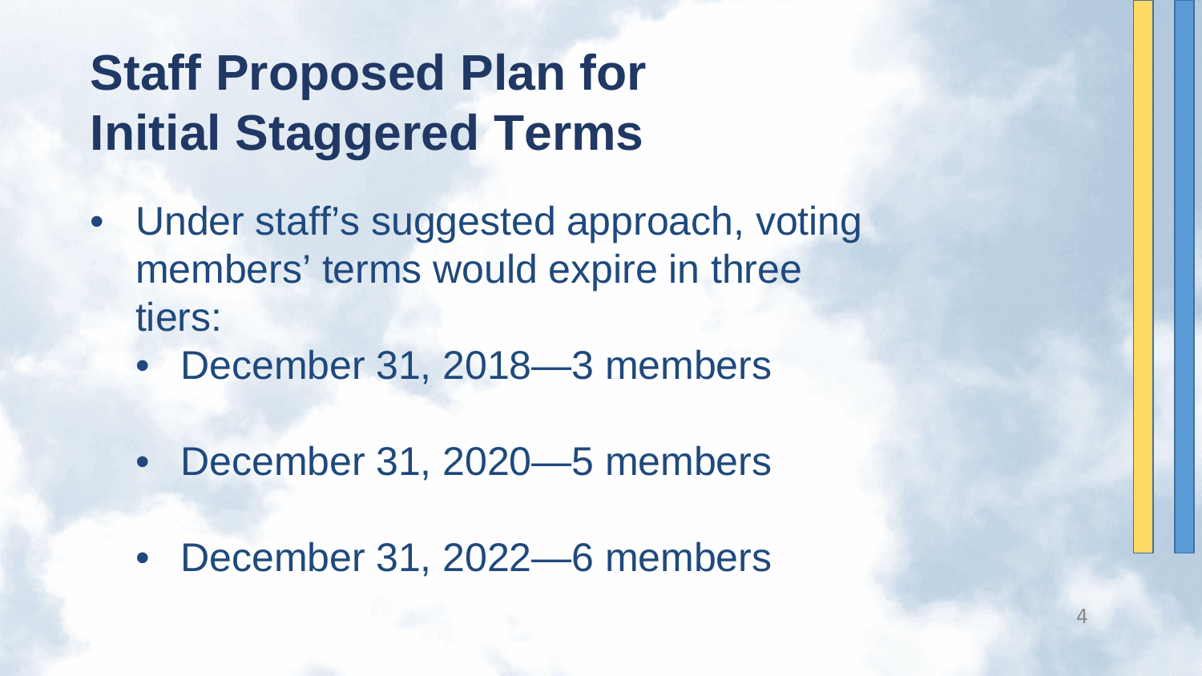# Staff Proposed Plan for Initial Staggered Terms

- Under staff's suggested approach, voting members' terms would expire in three tiers:
  - December 31, 2018—3 members
  - December 31, 2020—5 members
  - December 31, 2022—6 members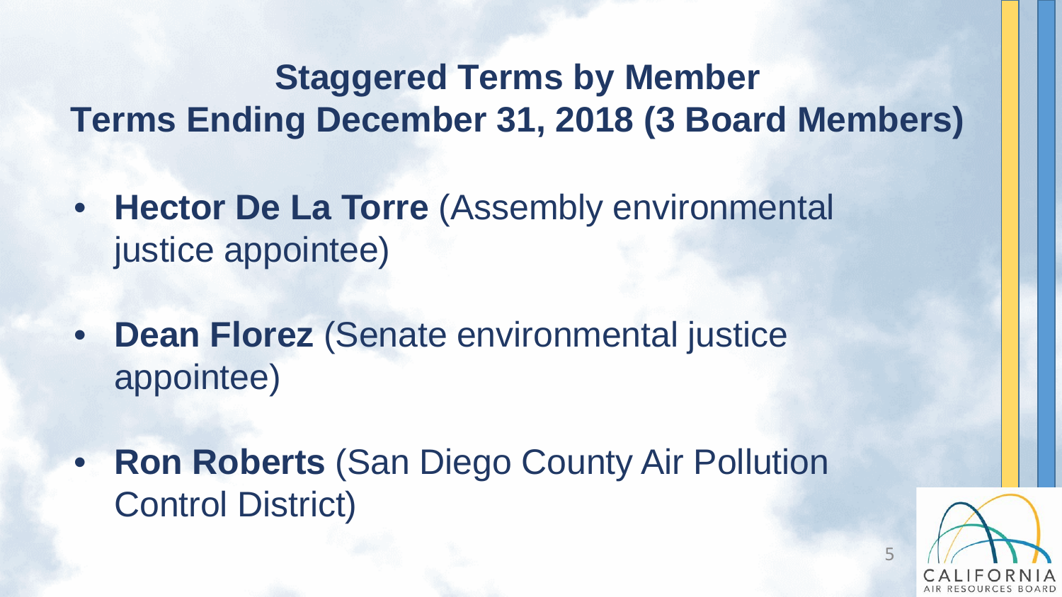# Staggered Terms by Member

## Terms Ending December 31, 2018 (3 Board Members)

- **Hector De La Torre** (Assembly environmental justice appointee)
- **Dean Florez** (Senate environmental justice appointee)
- **Ron Roberts** (San Diego County Air Pollution Control District)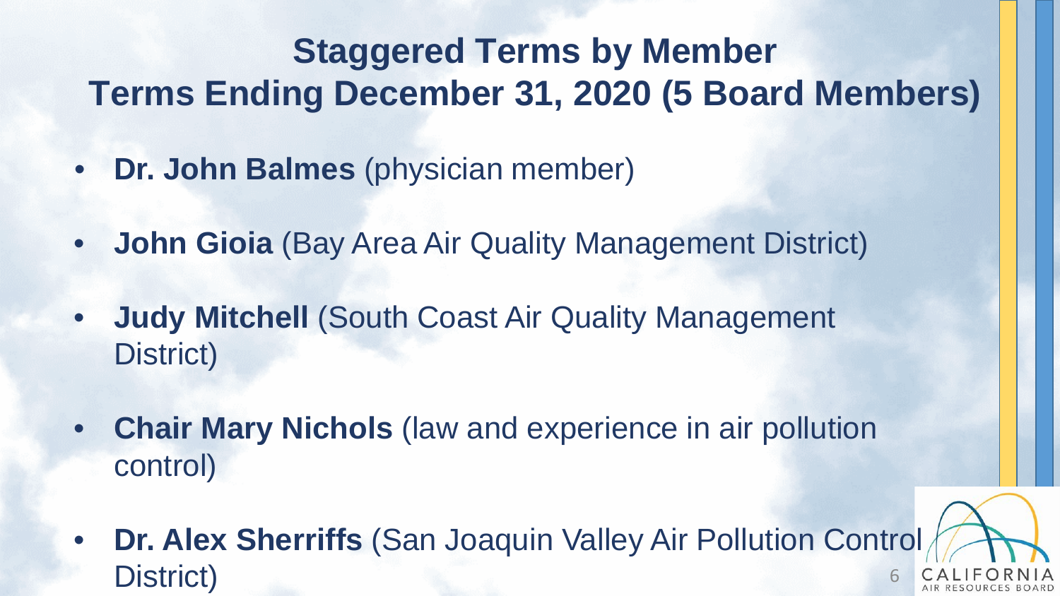# Staggered Terms by Member
## Terms Ending December 31, 2020 (5 Board Members)

- **Dr. John Balmes** (physician member)
- **John Gioia** (Bay Area Air Quality Management District)
- **Judy Mitchell** (South Coast Air Quality Management District)
- **Chair Mary Nichols** (law and experience in air pollution control)
- **Dr. Alex Sherriffs** (San Joaquin Valley Air Pollution Control District)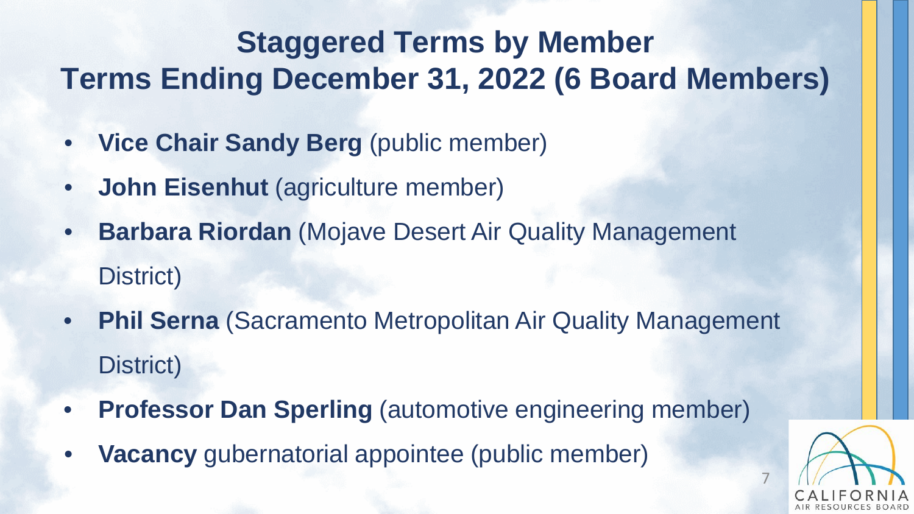# Staggered Terms by Member
## Terms Ending December 31, 2022 (6 Board Members)

- **Vice Chair Sandy Berg** (public member)
- **John Eisenhut** (agriculture member)
- **Barbara Riordan** (Mojave Desert Air Quality Management District)
- **Phil Serna** (Sacramento Metropolitan Air Quality Management District)
- **Professor Dan Sperling** (automotive engineering member)
- **Vacancy** gubernatorial appointee (public member)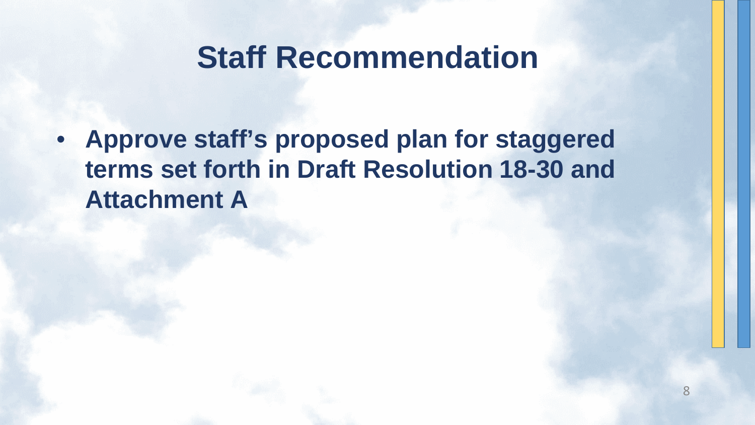# Staff Recommendation

- **Approve staff's proposed plan for staggered terms set forth in Draft Resolution 18-30 and Attachment A**